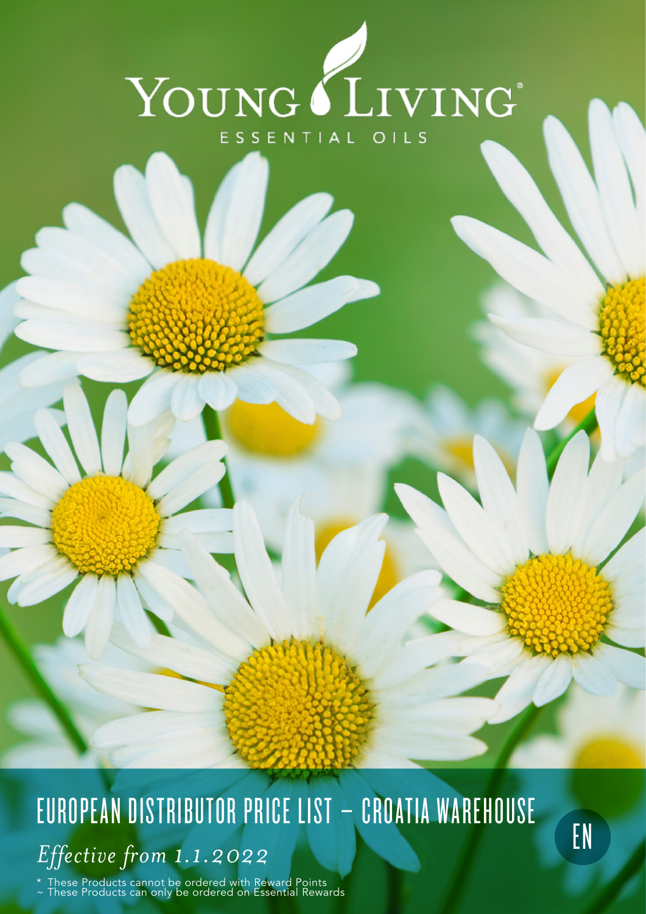# YOUNG LIVING

ESSENTIAL OILS

# EUROPEAN DISTRIBUTOR PRICE LIST – CROATIA WAREHOUSE

EN

*Effective from 1.1.2022*

\* These Products cannot be ordered with Reward Points
~ These Products can only be ordered on Essential Rewards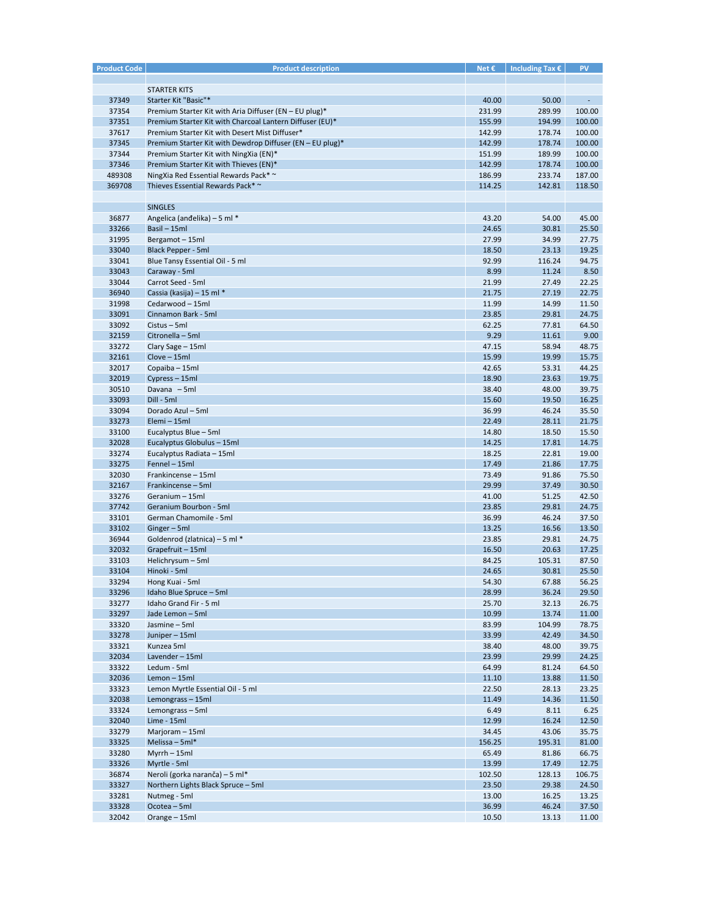| Product Code | Product description | Net € | Including Tax € | PV |
|---|---|---|---|---|
| | | | | |
| | STARTER KITS | | | |
| 37349 | Starter Kit "Basic"* | 40.00 | 50.00 | - |
| 37354 | Premium Starter Kit with Aria Diffuser (EN – EU plug)* | 231.99 | 289.99 | 100.00 |
| 37351 | Premium Starter Kit with Charcoal Lantern Diffuser (EU)* | 155.99 | 194.99 | 100.00 |
| 37617 | Premium Starter Kit with Desert Mist Diffuser* | 142.99 | 178.74 | 100.00 |
| 37345 | Premium Starter Kit with Dewdrop Diffuser (EN – EU plug)* | 142.99 | 178.74 | 100.00 |
| 37344 | Premium Starter Kit with NingXia (EN)* | 151.99 | 189.99 | 100.00 |
| 37346 | Premium Starter Kit with Thieves (EN)* | 142.99 | 178.74 | 100.00 |
| 489308 | NingXia Red Essential Rewards Pack* ~ | 186.99 | 233.74 | 187.00 |
| 369708 | Thieves Essential Rewards Pack* ~ | 114.25 | 142.81 | 118.50 |
| | | | | |
| | SINGLES | | | |
| 36877 | Angelica (anđelika) – 5 ml * | 43.20 | 54.00 | 45.00 |
| 33266 | Basil – 15ml | 24.65 | 30.81 | 25.50 |
| 31995 | Bergamot – 15ml | 27.99 | 34.99 | 27.75 |
| 33040 | Black Pepper - 5ml | 18.50 | 23.13 | 19.25 |
| 33041 | Blue Tansy Essential Oil - 5 ml | 92.99 | 116.24 | 94.75 |
| 33043 | Caraway - 5ml | 8.99 | 11.24 | 8.50 |
| 33044 | Carrot Seed - 5ml | 21.99 | 27.49 | 22.25 |
| 36940 | Cassia (kasija) – 15 ml * | 21.75 | 27.19 | 22.75 |
| 31998 | Cedarwood – 15ml | 11.99 | 14.99 | 11.50 |
| 33091 | Cinnamon Bark - 5ml | 23.85 | 29.81 | 24.75 |
| 33092 | Cistus – 5ml | 62.25 | 77.81 | 64.50 |
| 32159 | Citronella – 5ml | 9.29 | 11.61 | 9.00 |
| 33272 | Clary Sage – 15ml | 47.15 | 58.94 | 48.75 |
| 32161 | Clove – 15ml | 15.99 | 19.99 | 15.75 |
| 32017 | Copaiba – 15ml | 42.65 | 53.31 | 44.25 |
| 32019 | Cypress – 15ml | 18.90 | 23.63 | 19.75 |
| 30510 | Davana – 5ml | 38.40 | 48.00 | 39.75 |
| 33093 | Dill - 5ml | 15.60 | 19.50 | 16.25 |
| 33094 | Dorado Azul – 5ml | 36.99 | 46.24 | 35.50 |
| 33273 | Elemi – 15ml | 22.49 | 28.11 | 21.75 |
| 33100 | Eucalyptus Blue – 5ml | 14.80 | 18.50 | 15.50 |
| 32028 | Eucalyptus Globulus – 15ml | 14.25 | 17.81 | 14.75 |
| 33274 | Eucalyptus Radiata – 15ml | 18.25 | 22.81 | 19.00 |
| 33275 | Fennel – 15ml | 17.49 | 21.86 | 17.75 |
| 32030 | Frankincense – 15ml | 73.49 | 91.86 | 75.50 |
| 32167 | Frankincense – 5ml | 29.99 | 37.49 | 30.50 |
| 33276 | Geranium – 15ml | 41.00 | 51.25 | 42.50 |
| 37742 | Geranium Bourbon - 5ml | 23.85 | 29.81 | 24.75 |
| 33101 | German Chamomile - 5ml | 36.99 | 46.24 | 37.50 |
| 33102 | Ginger – 5ml | 13.25 | 16.56 | 13.50 |
| 36944 | Goldenrod (zlatnica) – 5 ml * | 23.85 | 29.81 | 24.75 |
| 32032 | Grapefruit – 15ml | 16.50 | 20.63 | 17.25 |
| 33103 | Helichrysum – 5ml | 84.25 | 105.31 | 87.50 |
| 33104 | Hinoki - 5ml | 24.65 | 30.81 | 25.50 |
| 33294 | Hong Kuai - 5ml | 54.30 | 67.88 | 56.25 |
| 33296 | Idaho Blue Spruce – 5ml | 28.99 | 36.24 | 29.50 |
| 33277 | Idaho Grand Fir - 5 ml | 25.70 | 32.13 | 26.75 |
| 33297 | Jade Lemon – 5ml | 10.99 | 13.74 | 11.00 |
| 33320 | Jasmine – 5ml | 83.99 | 104.99 | 78.75 |
| 33278 | Juniper – 15ml | 33.99 | 42.49 | 34.50 |
| 33321 | Kunzea 5ml | 38.40 | 48.00 | 39.75 |
| 32034 | Lavender – 15ml | 23.99 | 29.99 | 24.25 |
| 33322 | Ledum - 5ml | 64.99 | 81.24 | 64.50 |
| 32036 | Lemon – 15ml | 11.10 | 13.88 | 11.50 |
| 33323 | Lemon Myrtle Essential Oil - 5 ml | 22.50 | 28.13 | 23.25 |
| 32038 | Lemongrass – 15ml | 11.49 | 14.36 | 11.50 |
| 33324 | Lemongrass – 5ml | 6.49 | 8.11 | 6.25 |
| 32040 | Lime - 15ml | 12.99 | 16.24 | 12.50 |
| 33279 | Marjoram – 15ml | 34.45 | 43.06 | 35.75 |
| 33325 | Melissa – 5ml* | 156.25 | 195.31 | 81.00 |
| 33280 | Myrrh – 15ml | 65.49 | 81.86 | 66.75 |
| 33326 | Myrtle - 5ml | 13.99 | 17.49 | 12.75 |
| 36874 | Neroli (gorka naranča) – 5 ml* | 102.50 | 128.13 | 106.75 |
| 33327 | Northern Lights Black Spruce – 5ml | 23.50 | 29.38 | 24.50 |
| 33281 | Nutmeg - 5ml | 13.00 | 16.25 | 13.25 |
| 33328 | Ocotea – 5ml | 36.99 | 46.24 | 37.50 |
| 32042 | Orange – 15ml | 10.50 | 13.13 | 11.00 |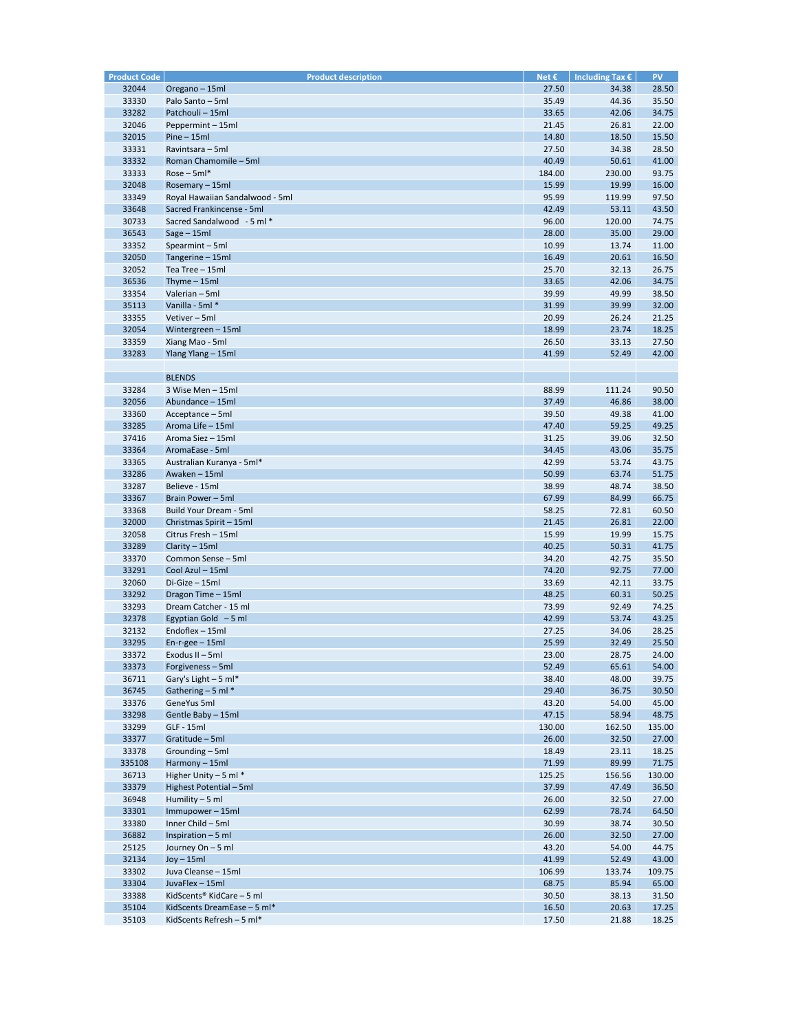| Product Code | Product description | Net € | Including Tax € | PV |
|---|---|---|---|---|
| 32044 | Oregano – 15ml | 27.50 | 34.38 | 28.50 |
| 33330 | Palo Santo – 5ml | 35.49 | 44.36 | 35.50 |
| 33282 | Patchouli – 15ml | 33.65 | 42.06 | 34.75 |
| 32046 | Peppermint – 15ml | 21.45 | 26.81 | 22.00 |
| 32015 | Pine – 15ml | 14.80 | 18.50 | 15.50 |
| 33331 | Ravintsara – 5ml | 27.50 | 34.38 | 28.50 |
| 33332 | Roman Chamomile – 5ml | 40.49 | 50.61 | 41.00 |
| 33333 | Rose – 5ml* | 184.00 | 230.00 | 93.75 |
| 32048 | Rosemary – 15ml | 15.99 | 19.99 | 16.00 |
| 33349 | Royal Hawaiian Sandalwood - 5ml | 95.99 | 119.99 | 97.50 |
| 33648 | Sacred Frankincense - 5ml | 42.49 | 53.11 | 43.50 |
| 30733 | Sacred Sandalwood - 5 ml * | 96.00 | 120.00 | 74.75 |
| 36543 | Sage – 15ml | 28.00 | 35.00 | 29.00 |
| 33352 | Spearmint – 5ml | 10.99 | 13.74 | 11.00 |
| 32050 | Tangerine – 15ml | 16.49 | 20.61 | 16.50 |
| 32052 | Tea Tree – 15ml | 25.70 | 32.13 | 26.75 |
| 36536 | Thyme – 15ml | 33.65 | 42.06 | 34.75 |
| 33354 | Valerian – 5ml | 39.99 | 49.99 | 38.50 |
| 35113 | Vanilla - 5ml * | 31.99 | 39.99 | 32.00 |
| 33355 | Vetiver – 5ml | 20.99 | 26.24 | 21.25 |
| 32054 | Wintergreen – 15ml | 18.99 | 23.74 | 18.25 |
| 33359 | Xiang Mao - 5ml | 26.50 | 33.13 | 27.50 |
| 33283 | Ylang Ylang – 15ml | 41.99 | 52.49 | 42.00 |
| | | | | |
| | BLENDS | | | |
| 33284 | 3 Wise Men – 15ml | 88.99 | 111.24 | 90.50 |
| 32056 | Abundance – 15ml | 37.49 | 46.86 | 38.00 |
| 33360 | Acceptance – 5ml | 39.50 | 49.38 | 41.00 |
| 33285 | Aroma Life – 15ml | 47.40 | 59.25 | 49.25 |
| 37416 | Aroma Siez – 15ml | 31.25 | 39.06 | 32.50 |
| 33364 | AromaEase - 5ml | 34.45 | 43.06 | 35.75 |
| 33365 | Australian Kuranya - 5ml* | 42.99 | 53.74 | 43.75 |
| 33286 | Awaken – 15ml | 50.99 | 63.74 | 51.75 |
| 33287 | Believe - 15ml | 38.99 | 48.74 | 38.50 |
| 33367 | Brain Power – 5ml | 67.99 | 84.99 | 66.75 |
| 33368 | Build Your Dream - 5ml | 58.25 | 72.81 | 60.50 |
| 32000 | Christmas Spirit – 15ml | 21.45 | 26.81 | 22.00 |
| 32058 | Citrus Fresh – 15ml | 15.99 | 19.99 | 15.75 |
| 33289 | Clarity – 15ml | 40.25 | 50.31 | 41.75 |
| 33370 | Common Sense – 5ml | 34.20 | 42.75 | 35.50 |
| 33291 | Cool Azul – 15ml | 74.20 | 92.75 | 77.00 |
| 32060 | Di-Gize – 15ml | 33.69 | 42.11 | 33.75 |
| 33292 | Dragon Time – 15ml | 48.25 | 60.31 | 50.25 |
| 33293 | Dream Catcher - 15 ml | 73.99 | 92.49 | 74.25 |
| 32378 | Egyptian Gold – 5 ml | 42.99 | 53.74 | 43.25 |
| 32132 | Endoflex – 15ml | 27.25 | 34.06 | 28.25 |
| 33295 | En-r-gee – 15ml | 25.99 | 32.49 | 25.50 |
| 33372 | Exodus II – 5ml | 23.00 | 28.75 | 24.00 |
| 33373 | Forgiveness – 5ml | 52.49 | 65.61 | 54.00 |
| 36711 | Gary's Light – 5 ml* | 38.40 | 48.00 | 39.75 |
| 36745 | Gathering – 5 ml * | 29.40 | 36.75 | 30.50 |
| 33376 | GeneYus 5ml | 43.20 | 54.00 | 45.00 |
| 33298 | Gentle Baby – 15ml | 47.15 | 58.94 | 48.75 |
| 33299 | GLF - 15ml | 130.00 | 162.50 | 135.00 |
| 33377 | Gratitude – 5ml | 26.00 | 32.50 | 27.00 |
| 33378 | Grounding – 5ml | 18.49 | 23.11 | 18.25 |
| 335108 | Harmony – 15ml | 71.99 | 89.99 | 71.75 |
| 36713 | Higher Unity – 5 ml * | 125.25 | 156.56 | 130.00 |
| 33379 | Highest Potential – 5ml | 37.99 | 47.49 | 36.50 |
| 36948 | Humility – 5 ml | 26.00 | 32.50 | 27.00 |
| 33301 | Immupower – 15ml | 62.99 | 78.74 | 64.50 |
| 33380 | Inner Child – 5ml | 30.99 | 38.74 | 30.50 |
| 36882 | Inspiration – 5 ml | 26.00 | 32.50 | 27.00 |
| 25125 | Journey On – 5 ml | 43.20 | 54.00 | 44.75 |
| 32134 | Joy – 15ml | 41.99 | 52.49 | 43.00 |
| 33302 | Juva Cleanse – 15ml | 106.99 | 133.74 | 109.75 |
| 33304 | JuvaFlex – 15ml | 68.75 | 85.94 | 65.00 |
| 33388 | KidScents® KidCare – 5 ml | 30.50 | 38.13 | 31.50 |
| 35104 | KidScents DreamEase – 5 ml* | 16.50 | 20.63 | 17.25 |
| 35103 | KidScents Refresh – 5 ml* | 17.50 | 21.88 | 18.25 |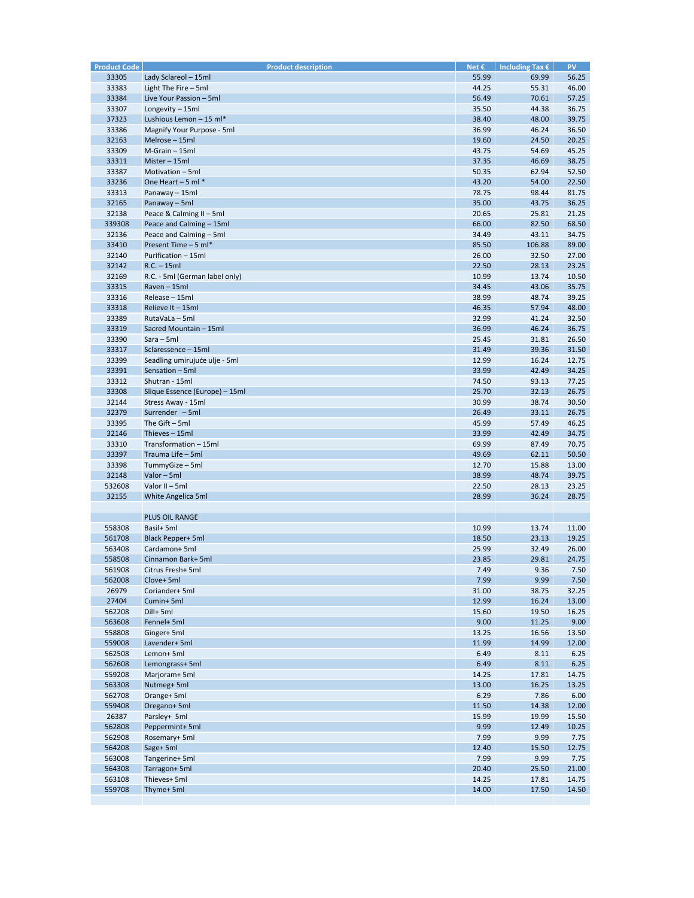| Product Code | Product description | Net € | Including Tax € | PV |
|---|---|---|---|---|
| 33305 | Lady Sclareol – 15ml | 55.99 | 69.99 | 56.25 |
| 33383 | Light The Fire – 5ml | 44.25 | 55.31 | 46.00 |
| 33384 | Live Your Passion – 5ml | 56.49 | 70.61 | 57.25 |
| 33307 | Longevity – 15ml | 35.50 | 44.38 | 36.75 |
| 37323 | Lushious Lemon – 15 ml* | 38.40 | 48.00 | 39.75 |
| 33386 | Magnify Your Purpose - 5ml | 36.99 | 46.24 | 36.50 |
| 32163 | Melrose – 15ml | 19.60 | 24.50 | 20.25 |
| 33309 | M-Grain – 15ml | 43.75 | 54.69 | 45.25 |
| 33311 | Mister – 15ml | 37.35 | 46.69 | 38.75 |
| 33387 | Motivation – 5ml | 50.35 | 62.94 | 52.50 |
| 33236 | One Heart – 5 ml * | 43.20 | 54.00 | 22.50 |
| 33313 | Panaway – 15ml | 78.75 | 98.44 | 81.75 |
| 32165 | Panaway – 5ml | 35.00 | 43.75 | 36.25 |
| 32138 | Peace & Calming II – 5ml | 20.65 | 25.81 | 21.25 |
| 339308 | Peace and Calming – 15ml | 66.00 | 82.50 | 68.50 |
| 32136 | Peace and Calming – 5ml | 34.49 | 43.11 | 34.75 |
| 33410 | Present Time – 5 ml* | 85.50 | 106.88 | 89.00 |
| 32140 | Purification – 15ml | 26.00 | 32.50 | 27.00 |
| 32142 | R.C. – 15ml | 22.50 | 28.13 | 23.25 |
| 32169 | R.C. - 5ml (German label only) | 10.99 | 13.74 | 10.50 |
| 33315 | Raven – 15ml | 34.45 | 43.06 | 35.75 |
| 33316 | Release – 15ml | 38.99 | 48.74 | 39.25 |
| 33318 | Relieve It – 15ml | 46.35 | 57.94 | 48.00 |
| 33389 | RutaVaLa – 5ml | 32.99 | 41.24 | 32.50 |
| 33319 | Sacred Mountain – 15ml | 36.99 | 46.24 | 36.75 |
| 33390 | Sara – 5ml | 25.45 | 31.81 | 26.50 |
| 33317 | Sclaressence – 15ml | 31.49 | 39.36 | 31.50 |
| 33399 | Seadling umirujuće ulje - 5ml | 12.99 | 16.24 | 12.75 |
| 33391 | Sensation – 5ml | 33.99 | 42.49 | 34.25 |
| 33312 | Shutran - 15ml | 74.50 | 93.13 | 77.25 |
| 33308 | Slique Essence (Europe) – 15ml | 25.70 | 32.13 | 26.75 |
| 32144 | Stress Away - 15ml | 30.99 | 38.74 | 30.50 |
| 32379 | Surrender – 5ml | 26.49 | 33.11 | 26.75 |
| 33395 | The Gift – 5ml | 45.99 | 57.49 | 46.25 |
| 32146 | Thieves – 15ml | 33.99 | 42.49 | 34.75 |
| 33310 | Transformation – 15ml | 69.99 | 87.49 | 70.75 |
| 33397 | Trauma Life – 5ml | 49.69 | 62.11 | 50.50 |
| 33398 | TummyGize – 5ml | 12.70 | 15.88 | 13.00 |
| 32148 | Valor – 5ml | 38.99 | 48.74 | 39.75 |
| 532608 | Valor II – 5ml | 22.50 | 28.13 | 23.25 |
| 32155 | White Angelica 5ml | 28.99 | 36.24 | 28.75 |
| | | | | |
| | PLUS OIL RANGE | | | |
| 558308 | Basil+ 5ml | 10.99 | 13.74 | 11.00 |
| 561708 | Black Pepper+ 5ml | 18.50 | 23.13 | 19.25 |
| 563408 | Cardamon+ 5ml | 25.99 | 32.49 | 26.00 |
| 558508 | Cinnamon Bark+ 5ml | 23.85 | 29.81 | 24.75 |
| 561908 | Citrus Fresh+ 5ml | 7.49 | 9.36 | 7.50 |
| 562008 | Clove+ 5ml | 7.99 | 9.99 | 7.50 |
| 26979 | Coriander+ 5ml | 31.00 | 38.75 | 32.25 |
| 27404 | Cumin+ 5ml | 12.99 | 16.24 | 13.00 |
| 562208 | Dill+ 5ml | 15.60 | 19.50 | 16.25 |
| 563608 | Fennel+ 5ml | 9.00 | 11.25 | 9.00 |
| 558808 | Ginger+ 5ml | 13.25 | 16.56 | 13.50 |
| 559008 | Lavender+ 5ml | 11.99 | 14.99 | 12.00 |
| 562508 | Lemon+ 5ml | 6.49 | 8.11 | 6.25 |
| 562608 | Lemongrass+ 5ml | 6.49 | 8.11 | 6.25 |
| 559208 | Marjoram+ 5ml | 14.25 | 17.81 | 14.75 |
| 563308 | Nutmeg+ 5ml | 13.00 | 16.25 | 13.25 |
| 562708 | Orange+ 5ml | 6.29 | 7.86 | 6.00 |
| 559408 | Oregano+ 5ml | 11.50 | 14.38 | 12.00 |
| 26387 | Parsley+ 5ml | 15.99 | 19.99 | 15.50 |
| 562808 | Peppermint+ 5ml | 9.99 | 12.49 | 10.25 |
| 562908 | Rosemary+ 5ml | 7.99 | 9.99 | 7.75 |
| 564208 | Sage+ 5ml | 12.40 | 15.50 | 12.75 |
| 563008 | Tangerine+ 5ml | 7.99 | 9.99 | 7.75 |
| 564308 | Tarragon+ 5ml | 20.40 | 25.50 | 21.00 |
| 563108 | Thieves+ 5ml | 14.25 | 17.81 | 14.75 |
| 559708 | Thyme+ 5ml | 14.00 | 17.50 | 14.50 |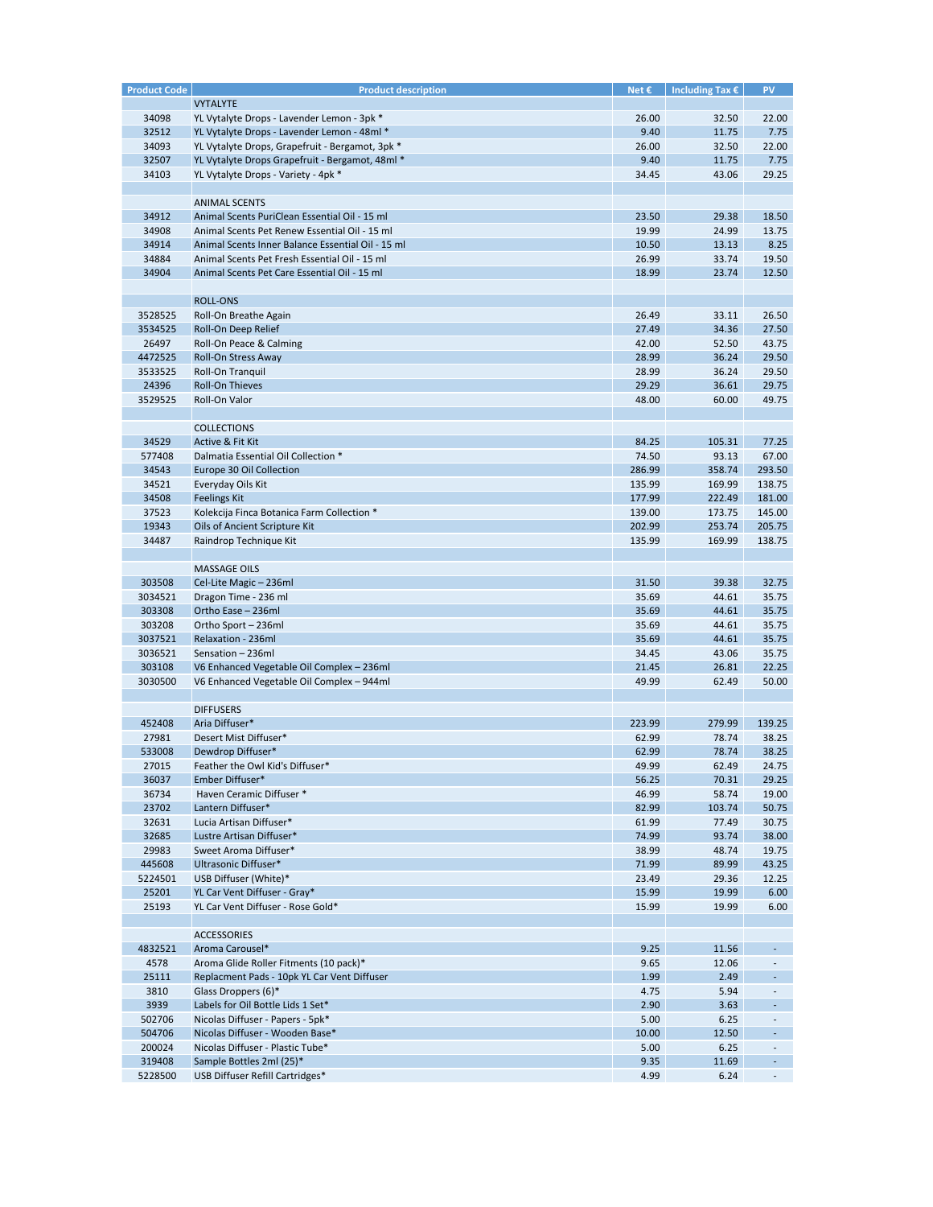| Product Code | Product description | Net € | Including Tax € | PV |
|---|---|---|---|---|
| | VYTALYTE | | | |
| 34098 | YL Vytalyte Drops - Lavender Lemon - 3pk * | 26.00 | 32.50 | 22.00 |
| 32512 | YL Vytalyte Drops - Lavender Lemon - 48ml * | 9.40 | 11.75 | 7.75 |
| 34093 | YL Vytalyte Drops, Grapefruit - Bergamot, 3pk * | 26.00 | 32.50 | 22.00 |
| 32507 | YL Vytalyte Drops Grapefruit - Bergamot, 48ml * | 9.40 | 11.75 | 7.75 |
| 34103 | YL Vytalyte Drops - Variety - 4pk * | 34.45 | 43.06 | 29.25 |
| | | | | |
| | ANIMAL SCENTS | | | |
| 34912 | Animal Scents PuriClean Essential Oil - 15 ml | 23.50 | 29.38 | 18.50 |
| 34908 | Animal Scents Pet Renew Essential Oil - 15 ml | 19.99 | 24.99 | 13.75 |
| 34914 | Animal Scents Inner Balance Essential Oil - 15 ml | 10.50 | 13.13 | 8.25 |
| 34884 | Animal Scents Pet Fresh Essential Oil - 15 ml | 26.99 | 33.74 | 19.50 |
| 34904 | Animal Scents Pet Care Essential Oil - 15 ml | 18.99 | 23.74 | 12.50 |
| | | | | |
| | ROLL-ONS | | | |
| 3528525 | Roll-On Breathe Again | 26.49 | 33.11 | 26.50 |
| 3534525 | Roll-On Deep Relief | 27.49 | 34.36 | 27.50 |
| 26497 | Roll-On Peace & Calming | 42.00 | 52.50 | 43.75 |
| 4472525 | Roll-On Stress Away | 28.99 | 36.24 | 29.50 |
| 3533525 | Roll-On Tranquil | 28.99 | 36.24 | 29.50 |
| 24396 | Roll-On Thieves | 29.29 | 36.61 | 29.75 |
| 3529525 | Roll-On Valor | 48.00 | 60.00 | 49.75 |
| | | | | |
| | COLLECTIONS | | | |
| 34529 | Active & Fit Kit | 84.25 | 105.31 | 77.25 |
| 577408 | Dalmatia Essential Oil Collection * | 74.50 | 93.13 | 67.00 |
| 34543 | Europe 30 Oil Collection | 286.99 | 358.74 | 293.50 |
| 34521 | Everyday Oils Kit | 135.99 | 169.99 | 138.75 |
| 34508 | Feelings Kit | 177.99 | 222.49 | 181.00 |
| 37523 | Kolekcija Finca Botanica Farm Collection * | 139.00 | 173.75 | 145.00 |
| 19343 | Oils of Ancient Scripture Kit | 202.99 | 253.74 | 205.75 |
| 34487 | Raindrop Technique Kit | 135.99 | 169.99 | 138.75 |
| | | | | |
| | MASSAGE OILS | | | |
| 303508 | Cel-Lite Magic – 236ml | 31.50 | 39.38 | 32.75 |
| 3034521 | Dragon Time - 236 ml | 35.69 | 44.61 | 35.75 |
| 303308 | Ortho Ease – 236ml | 35.69 | 44.61 | 35.75 |
| 303208 | Ortho Sport – 236ml | 35.69 | 44.61 | 35.75 |
| 3037521 | Relaxation - 236ml | 35.69 | 44.61 | 35.75 |
| 3036521 | Sensation – 236ml | 34.45 | 43.06 | 35.75 |
| 303108 | V6 Enhanced Vegetable Oil Complex – 236ml | 21.45 | 26.81 | 22.25 |
| 3030500 | V6 Enhanced Vegetable Oil Complex – 944ml | 49.99 | 62.49 | 50.00 |
| | | | | |
| | DIFFUSERS | | | |
| 452408 | Aria Diffuser* | 223.99 | 279.99 | 139.25 |
| 27981 | Desert Mist Diffuser* | 62.99 | 78.74 | 38.25 |
| 533008 | Dewdrop Diffuser* | 62.99 | 78.74 | 38.25 |
| 27015 | Feather the Owl Kid's Diffuser* | 49.99 | 62.49 | 24.75 |
| 36037 | Ember Diffuser* | 56.25 | 70.31 | 29.25 |
| 36734 | Haven Ceramic Diffuser * | 46.99 | 58.74 | 19.00 |
| 23702 | Lantern Diffuser* | 82.99 | 103.74 | 50.75 |
| 32631 | Lucia Artisan Diffuser* | 61.99 | 77.49 | 30.75 |
| 32685 | Lustre Artisan Diffuser* | 74.99 | 93.74 | 38.00 |
| 29983 | Sweet Aroma Diffuser* | 38.99 | 48.74 | 19.75 |
| 445608 | Ultrasonic Diffuser* | 71.99 | 89.99 | 43.25 |
| 5224501 | USB Diffuser (White)* | 23.49 | 29.36 | 12.25 |
| 25201 | YL Car Vent Diffuser - Gray* | 15.99 | 19.99 | 6.00 |
| 25193 | YL Car Vent Diffuser - Rose Gold* | 15.99 | 19.99 | 6.00 |
| | | | | |
| | ACCESSORIES | | | |
| 4832521 | Aroma Carousel* | 9.25 | 11.56 | - |
| 4578 | Aroma Glide Roller Fitments (10 pack)* | 9.65 | 12.06 | - |
| 25111 | Replacment Pads - 10pk YL Car Vent Diffuser | 1.99 | 2.49 | - |
| 3810 | Glass Droppers (6)* | 4.75 | 5.94 | - |
| 3939 | Labels for Oil Bottle Lids 1 Set* | 2.90 | 3.63 | - |
| 502706 | Nicolas Diffuser - Papers - 5pk* | 5.00 | 6.25 | - |
| 504706 | Nicolas Diffuser - Wooden Base* | 10.00 | 12.50 | - |
| 200024 | Nicolas Diffuser - Plastic Tube* | 5.00 | 6.25 | - |
| 319408 | Sample Bottles 2ml (25)* | 9.35 | 11.69 | - |
| 5228500 | USB Diffuser Refill Cartridges* | 4.99 | 6.24 | - |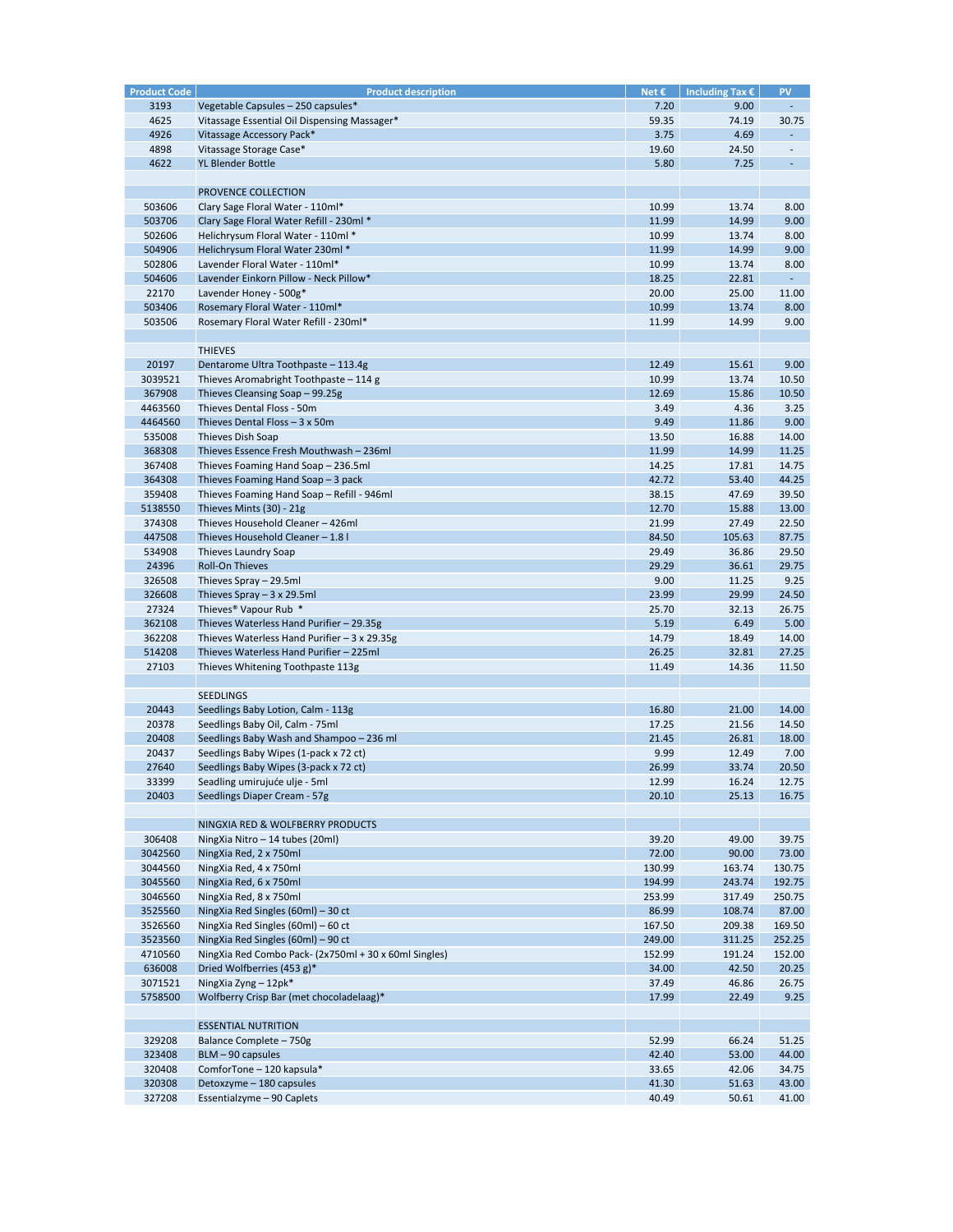| Product Code | Product description | Net € | Including Tax € | PV |
|---|---|---|---|---|
| 3193 | Vegetable Capsules – 250 capsules* | 7.20 | 9.00 | - |
| 4625 | Vitassage Essential Oil Dispensing Massager* | 59.35 | 74.19 | 30.75 |
| 4926 | Vitassage Accessory Pack* | 3.75 | 4.69 | - |
| 4898 | Vitassage Storage Case* | 19.60 | 24.50 | - |
| 4622 | YL Blender Bottle | 5.80 | 7.25 | - |
| | | | | |
| | PROVENCE COLLECTION | | | |
| 503606 | Clary Sage Floral Water - 110ml* | 10.99 | 13.74 | 8.00 |
| 503706 | Clary Sage Floral Water Refill - 230ml * | 11.99 | 14.99 | 9.00 |
| 502606 | Helichrysum Floral Water - 110ml * | 10.99 | 13.74 | 8.00 |
| 504906 | Helichrysum Floral Water 230ml * | 11.99 | 14.99 | 9.00 |
| 502806 | Lavender Floral Water - 110ml* | 10.99 | 13.74 | 8.00 |
| 504606 | Lavender Einkorn Pillow - Neck Pillow* | 18.25 | 22.81 | - |
| 22170 | Lavender Honey - 500g* | 20.00 | 25.00 | 11.00 |
| 503406 | Rosemary Floral Water - 110ml* | 10.99 | 13.74 | 8.00 |
| 503506 | Rosemary Floral Water Refill - 230ml* | 11.99 | 14.99 | 9.00 |
| | | | | |
| | THIEVES | | | |
| 20197 | Dentarome Ultra Toothpaste – 113.4g | 12.49 | 15.61 | 9.00 |
| 3039521 | Thieves Aromabright Toothpaste – 114 g | 10.99 | 13.74 | 10.50 |
| 367908 | Thieves Cleansing Soap – 99.25g | 12.69 | 15.86 | 10.50 |
| 4463560 | Thieves Dental Floss - 50m | 3.49 | 4.36 | 3.25 |
| 4464560 | Thieves Dental Floss – 3 x 50m | 9.49 | 11.86 | 9.00 |
| 535008 | Thieves Dish Soap | 13.50 | 16.88 | 14.00 |
| 368308 | Thieves Essence Fresh Mouthwash – 236ml | 11.99 | 14.99 | 11.25 |
| 367408 | Thieves Foaming Hand Soap – 236.5ml | 14.25 | 17.81 | 14.75 |
| 364308 | Thieves Foaming Hand Soap – 3 pack | 42.72 | 53.40 | 44.25 |
| 359408 | Thieves Foaming Hand Soap – Refill - 946ml | 38.15 | 47.69 | 39.50 |
| 5138550 | Thieves Mints (30) - 21g | 12.70 | 15.88 | 13.00 |
| 374308 | Thieves Household Cleaner – 426ml | 21.99 | 27.49 | 22.50 |
| 447508 | Thieves Household Cleaner – 1.8 l | 84.50 | 105.63 | 87.75 |
| 534908 | Thieves Laundry Soap | 29.49 | 36.86 | 29.50 |
| 24396 | Roll-On Thieves | 29.29 | 36.61 | 29.75 |
| 326508 | Thieves Spray – 29.5ml | 9.00 | 11.25 | 9.25 |
| 326608 | Thieves Spray – 3 x 29.5ml | 23.99 | 29.99 | 24.50 |
| 27324 | Thieves® Vapour Rub * | 25.70 | 32.13 | 26.75 |
| 362108 | Thieves Waterless Hand Purifier – 29.35g | 5.19 | 6.49 | 5.00 |
| 362208 | Thieves Waterless Hand Purifier – 3 x 29.35g | 14.79 | 18.49 | 14.00 |
| 514208 | Thieves Waterless Hand Purifier – 225ml | 26.25 | 32.81 | 27.25 |
| 27103 | Thieves Whitening Toothpaste 113g | 11.49 | 14.36 | 11.50 |
| | | | | |
| | SEEDLINGS | | | |
| 20443 | Seedlings Baby Lotion, Calm - 113g | 16.80 | 21.00 | 14.00 |
| 20378 | Seedlings Baby Oil, Calm - 75ml | 17.25 | 21.56 | 14.50 |
| 20408 | Seedlings Baby Wash and Shampoo – 236 ml | 21.45 | 26.81 | 18.00 |
| 20437 | Seedlings Baby Wipes (1-pack x 72 ct) | 9.99 | 12.49 | 7.00 |
| 27640 | Seedlings Baby Wipes (3-pack x 72 ct) | 26.99 | 33.74 | 20.50 |
| 33399 | Seadling umirujuće ulje - 5ml | 12.99 | 16.24 | 12.75 |
| 20403 | Seedlings Diaper Cream - 57g | 20.10 | 25.13 | 16.75 |
| | | | | |
| | NINGXIA RED & WOLFBERRY PRODUCTS | | | |
| 306408 | NingXia Nitro – 14 tubes (20ml) | 39.20 | 49.00 | 39.75 |
| 3042560 | NingXia Red, 2 x 750ml | 72.00 | 90.00 | 73.00 |
| 3044560 | NingXia Red, 4 x 750ml | 130.99 | 163.74 | 130.75 |
| 3045560 | NingXia Red, 6 x 750ml | 194.99 | 243.74 | 192.75 |
| 3046560 | NingXia Red, 8 x 750ml | 253.99 | 317.49 | 250.75 |
| 3525560 | NingXia Red Singles (60ml) – 30 ct | 86.99 | 108.74 | 87.00 |
| 3526560 | NingXia Red Singles (60ml) – 60 ct | 167.50 | 209.38 | 169.50 |
| 3523560 | NingXia Red Singles (60ml) – 90 ct | 249.00 | 311.25 | 252.25 |
| 4710560 | NingXia Red Combo Pack- (2x750ml + 30 x 60ml Singles) | 152.99 | 191.24 | 152.00 |
| 636008 | Dried Wolfberries (453 g)* | 34.00 | 42.50 | 20.25 |
| 3071521 | NingXia Zyng – 12pk* | 37.49 | 46.86 | 26.75 |
| 5758500 | Wolfberry Crisp Bar (met chocoladelaag)* | 17.99 | 22.49 | 9.25 |
| | | | | |
| | ESSENTIAL NUTRITION | | | |
| 329208 | Balance Complete – 750g | 52.99 | 66.24 | 51.25 |
| 323408 | BLM – 90 capsules | 42.40 | 53.00 | 44.00 |
| 320408 | ComforTone – 120 kapsula* | 33.65 | 42.06 | 34.75 |
| 320308 | Detoxzyme – 180 capsules | 41.30 | 51.63 | 43.00 |
| 327208 | Essentialzyme – 90 Caplets | 40.49 | 50.61 | 41.00 |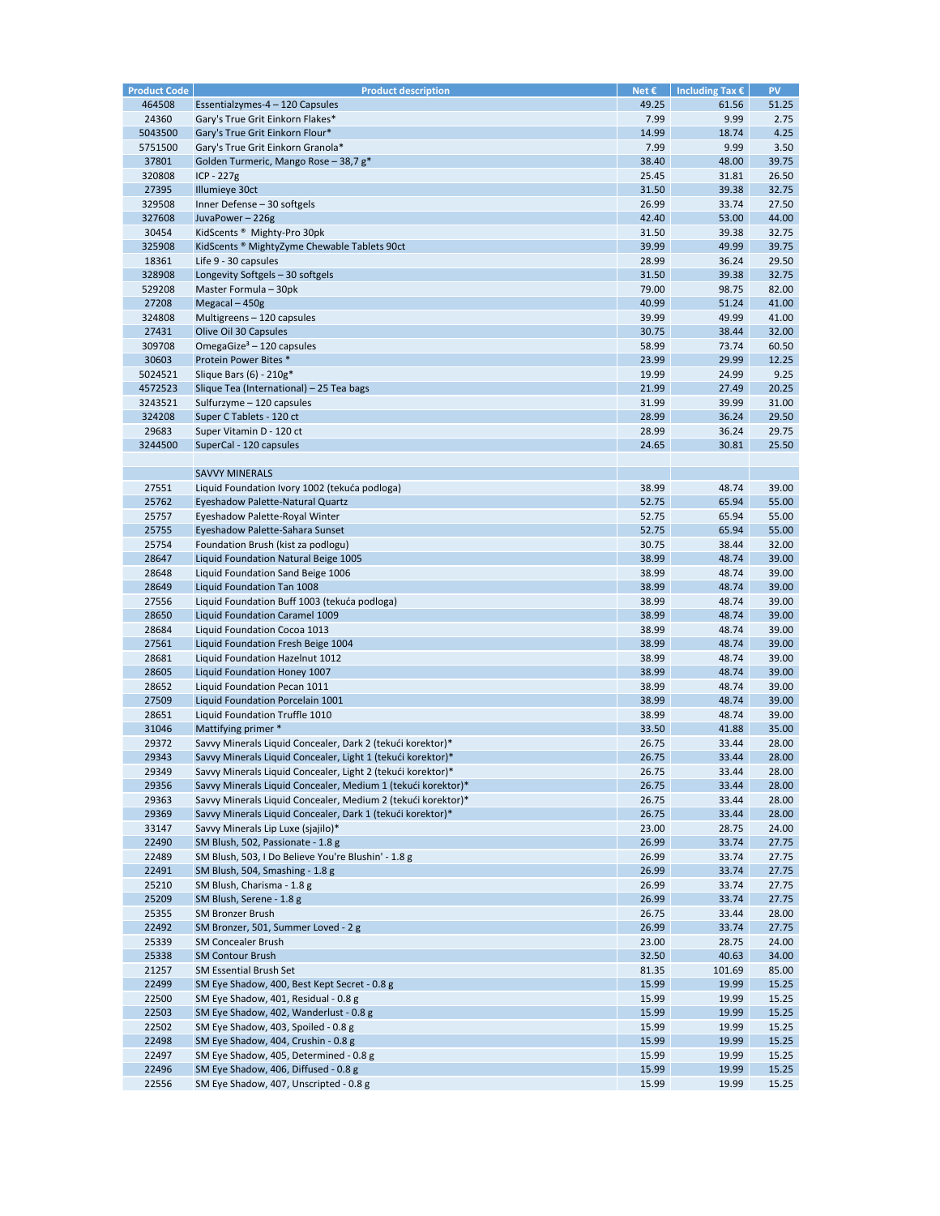| Product Code | Product description | Net € | Including Tax € | PV |
|---|---|---|---|---|
| 464508 | Essentialzymes-4 – 120 Capsules | 49.25 | 61.56 | 51.25 |
| 24360 | Gary's True Grit Einkorn Flakes* | 7.99 | 9.99 | 2.75 |
| 5043500 | Gary's True Grit Einkorn Flour* | 14.99 | 18.74 | 4.25 |
| 5751500 | Gary's True Grit Einkorn Granola* | 7.99 | 9.99 | 3.50 |
| 37801 | Golden Turmeric, Mango Rose – 38,7 g* | 38.40 | 48.00 | 39.75 |
| 320808 | ICP - 227g | 25.45 | 31.81 | 26.50 |
| 27395 | Illumieye 30ct | 31.50 | 39.38 | 32.75 |
| 329508 | Inner Defense – 30 softgels | 26.99 | 33.74 | 27.50 |
| 327608 | JuvaPower – 226g | 42.40 | 53.00 | 44.00 |
| 30454 | KidScents ® Mighty-Pro 30pk | 31.50 | 39.38 | 32.75 |
| 325908 | KidScents ® MightyZyme Chewable Tablets 90ct | 39.99 | 49.99 | 39.75 |
| 18361 | Life 9 - 30 capsules | 28.99 | 36.24 | 29.50 |
| 328908 | Longevity Softgels – 30 softgels | 31.50 | 39.38 | 32.75 |
| 529208 | Master Formula – 30pk | 79.00 | 98.75 | 82.00 |
| 27208 | Megacal – 450g | 40.99 | 51.24 | 41.00 |
| 324808 | Multigreens – 120 capsules | 39.99 | 49.99 | 41.00 |
| 27431 | Olive Oil 30 Capsules | 30.75 | 38.44 | 32.00 |
| 309708 | OmegaGize³ – 120 capsules | 58.99 | 73.74 | 60.50 |
| 30603 | Protein Power Bites * | 23.99 | 29.99 | 12.25 |
| 5024521 | Slique Bars (6) - 210g* | 19.99 | 24.99 | 9.25 |
| 4572523 | Slique Tea (International) – 25 Tea bags | 21.99 | 27.49 | 20.25 |
| 3243521 | Sulfurzyme – 120 capsules | 31.99 | 39.99 | 31.00 |
| 324208 | Super C Tablets - 120 ct | 28.99 | 36.24 | 29.50 |
| 29683 | Super Vitamin D - 120 ct | 28.99 | 36.24 | 29.75 |
| 3244500 | SuperCal - 120 capsules | 24.65 | 30.81 | 25.50 |
| | | | | |
| | SAVVY MINERALS | | | |
| 27551 | Liquid Foundation Ivory 1002 (tekuća podloga) | 38.99 | 48.74 | 39.00 |
| 25762 | Eyeshadow Palette-Natural Quartz | 52.75 | 65.94 | 55.00 |
| 25757 | Eyeshadow Palette-Royal Winter | 52.75 | 65.94 | 55.00 |
| 25755 | Eyeshadow Palette-Sahara Sunset | 52.75 | 65.94 | 55.00 |
| 25754 | Foundation Brush (kist za podlogu) | 30.75 | 38.44 | 32.00 |
| 28647 | Liquid Foundation Natural Beige 1005 | 38.99 | 48.74 | 39.00 |
| 28648 | Liquid Foundation Sand Beige 1006 | 38.99 | 48.74 | 39.00 |
| 28649 | Liquid Foundation Tan 1008 | 38.99 | 48.74 | 39.00 |
| 27556 | Liquid Foundation Buff 1003 (tekuća podloga) | 38.99 | 48.74 | 39.00 |
| 28650 | Liquid Foundation Caramel 1009 | 38.99 | 48.74 | 39.00 |
| 28684 | Liquid Foundation Cocoa 1013 | 38.99 | 48.74 | 39.00 |
| 27561 | Liquid Foundation Fresh Beige 1004 | 38.99 | 48.74 | 39.00 |
| 28681 | Liquid Foundation Hazelnut 1012 | 38.99 | 48.74 | 39.00 |
| 28605 | Liquid Foundation Honey 1007 | 38.99 | 48.74 | 39.00 |
| 28652 | Liquid Foundation Pecan 1011 | 38.99 | 48.74 | 39.00 |
| 27509 | Liquid Foundation Porcelain 1001 | 38.99 | 48.74 | 39.00 |
| 28651 | Liquid Foundation Truffle 1010 | 38.99 | 48.74 | 39.00 |
| 31046 | Mattifying primer * | 33.50 | 41.88 | 35.00 |
| 29372 | Savvy Minerals Liquid Concealer, Dark 2 (tekući korektor)* | 26.75 | 33.44 | 28.00 |
| 29343 | Savvy Minerals Liquid Concealer, Light 1 (tekući korektor)* | 26.75 | 33.44 | 28.00 |
| 29349 | Savvy Minerals Liquid Concealer, Light 2 (tekući korektor)* | 26.75 | 33.44 | 28.00 |
| 29356 | Savvy Minerals Liquid Concealer, Medium 1 (tekući korektor)* | 26.75 | 33.44 | 28.00 |
| 29363 | Savvy Minerals Liquid Concealer, Medium 2 (tekući korektor)* | 26.75 | 33.44 | 28.00 |
| 29369 | Savvy Minerals Liquid Concealer, Dark 1 (tekući korektor)* | 26.75 | 33.44 | 28.00 |
| 33147 | Savvy Minerals Lip Luxe (sjajilo)* | 23.00 | 28.75 | 24.00 |
| 22490 | SM Blush, 502, Passionate - 1.8 g | 26.99 | 33.74 | 27.75 |
| 22489 | SM Blush, 503, I Do Believe You're Blushin' - 1.8 g | 26.99 | 33.74 | 27.75 |
| 22491 | SM Blush, 504, Smashing - 1.8 g | 26.99 | 33.74 | 27.75 |
| 25210 | SM Blush, Charisma - 1.8 g | 26.99 | 33.74 | 27.75 |
| 25209 | SM Blush, Serene - 1.8 g | 26.99 | 33.74 | 27.75 |
| 25355 | SM Bronzer Brush | 26.75 | 33.44 | 28.00 |
| 22492 | SM Bronzer, 501, Summer Loved - 2 g | 26.99 | 33.74 | 27.75 |
| 25339 | SM Concealer Brush | 23.00 | 28.75 | 24.00 |
| 25338 | SM Contour Brush | 32.50 | 40.63 | 34.00 |
| 21257 | SM Essential Brush Set | 81.35 | 101.69 | 85.00 |
| 22499 | SM Eye Shadow, 400, Best Kept Secret - 0.8 g | 15.99 | 19.99 | 15.25 |
| 22500 | SM Eye Shadow, 401, Residual - 0.8 g | 15.99 | 19.99 | 15.25 |
| 22503 | SM Eye Shadow, 402, Wanderlust - 0.8 g | 15.99 | 19.99 | 15.25 |
| 22502 | SM Eye Shadow, 403, Spoiled - 0.8 g | 15.99 | 19.99 | 15.25 |
| 22498 | SM Eye Shadow, 404, Crushin - 0.8 g | 15.99 | 19.99 | 15.25 |
| 22497 | SM Eye Shadow, 405, Determined - 0.8 g | 15.99 | 19.99 | 15.25 |
| 22496 | SM Eye Shadow, 406, Diffused - 0.8 g | 15.99 | 19.99 | 15.25 |
| 22556 | SM Eye Shadow, 407, Unscripted - 0.8 g | 15.99 | 19.99 | 15.25 |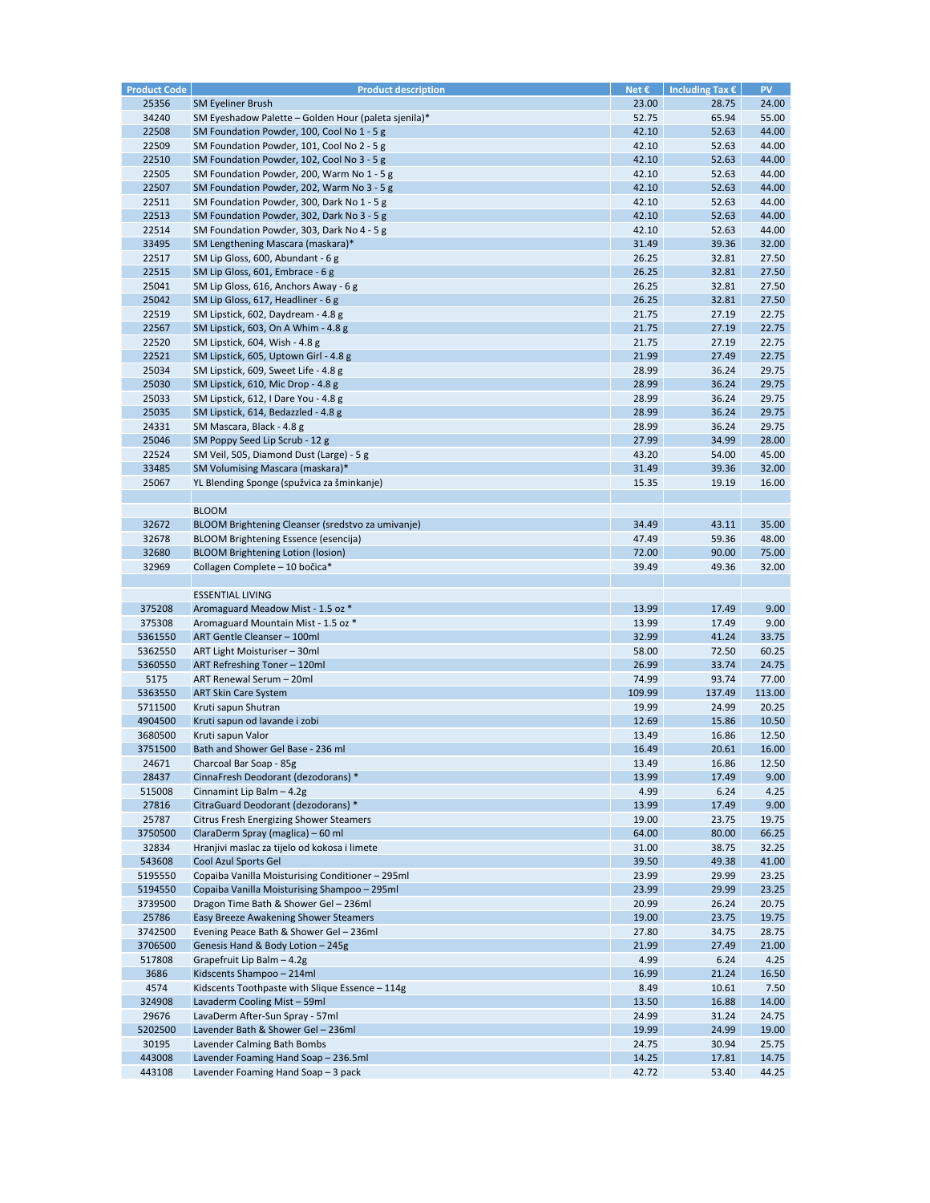| Product Code | Product description | Net € | Including Tax € | PV |
|---|---|---|---|---|
| 25356 | SM Eyeliner Brush | 23.00 | 28.75 | 24.00 |
| 34240 | SM Eyeshadow Palette – Golden Hour (paleta sjenila)* | 52.75 | 65.94 | 55.00 |
| 22508 | SM Foundation Powder, 100, Cool No 1 - 5 g | 42.10 | 52.63 | 44.00 |
| 22509 | SM Foundation Powder, 101, Cool No 2 - 5 g | 42.10 | 52.63 | 44.00 |
| 22510 | SM Foundation Powder, 102, Cool No 3 - 5 g | 42.10 | 52.63 | 44.00 |
| 22505 | SM Foundation Powder, 200, Warm No 1 - 5 g | 42.10 | 52.63 | 44.00 |
| 22507 | SM Foundation Powder, 202, Warm No 3 - 5 g | 42.10 | 52.63 | 44.00 |
| 22511 | SM Foundation Powder, 300, Dark No 1 - 5 g | 42.10 | 52.63 | 44.00 |
| 22513 | SM Foundation Powder, 302, Dark No 3 - 5 g | 42.10 | 52.63 | 44.00 |
| 22514 | SM Foundation Powder, 303, Dark No 4 - 5 g | 42.10 | 52.63 | 44.00 |
| 33495 | SM Lengthening Mascara (maskara)* | 31.49 | 39.36 | 32.00 |
| 22517 | SM Lip Gloss, 600, Abundant - 6 g | 26.25 | 32.81 | 27.50 |
| 22515 | SM Lip Gloss, 601, Embrace - 6 g | 26.25 | 32.81 | 27.50 |
| 25041 | SM Lip Gloss, 616, Anchors Away - 6 g | 26.25 | 32.81 | 27.50 |
| 25042 | SM Lip Gloss, 617, Headliner - 6 g | 26.25 | 32.81 | 27.50 |
| 22519 | SM Lipstick, 602, Daydream - 4.8 g | 21.75 | 27.19 | 22.75 |
| 22567 | SM Lipstick, 603, On A Whim - 4.8 g | 21.75 | 27.19 | 22.75 |
| 22520 | SM Lipstick, 604, Wish - 4.8 g | 21.75 | 27.19 | 22.75 |
| 22521 | SM Lipstick, 605, Uptown Girl - 4.8 g | 21.99 | 27.49 | 22.75 |
| 25034 | SM Lipstick, 609, Sweet Life - 4.8 g | 28.99 | 36.24 | 29.75 |
| 25030 | SM Lipstick, 610, Mic Drop - 4.8 g | 28.99 | 36.24 | 29.75 |
| 25033 | SM Lipstick, 612, I Dare You - 4.8 g | 28.99 | 36.24 | 29.75 |
| 25035 | SM Lipstick, 614, Bedazzled - 4.8 g | 28.99 | 36.24 | 29.75 |
| 24331 | SM Mascara, Black - 4.8 g | 28.99 | 36.24 | 29.75 |
| 25046 | SM Poppy Seed Lip Scrub - 12 g | 27.99 | 34.99 | 28.00 |
| 22524 | SM Veil, 505, Diamond Dust (Large) - 5 g | 43.20 | 54.00 | 45.00 |
| 33485 | SM Volumising Mascara (maskara)* | 31.49 | 39.36 | 32.00 |
| 25067 | YL Blending Sponge (spužvica za šminkanje) | 15.35 | 19.19 | 16.00 |
| | | | | |
| | BLOOM | | | |
| 32672 | BLOOM Brightening Cleanser (sredstvo za umivanje) | 34.49 | 43.11 | 35.00 |
| 32678 | BLOOM Brightening Essence (esencija) | 47.49 | 59.36 | 48.00 |
| 32680 | BLOOM Brightening Lotion (losion) | 72.00 | 90.00 | 75.00 |
| 32969 | Collagen Complete – 10 bočica* | 39.49 | 49.36 | 32.00 |
| | | | | |
| | ESSENTIAL LIVING | | | |
| 375208 | Aromaguard Meadow Mist - 1.5 oz * | 13.99 | 17.49 | 9.00 |
| 375308 | Aromaguard Mountain Mist - 1.5 oz * | 13.99 | 17.49 | 9.00 |
| 5361550 | ART Gentle Cleanser – 100ml | 32.99 | 41.24 | 33.75 |
| 5362550 | ART Light Moisturiser – 30ml | 58.00 | 72.50 | 60.25 |
| 5360550 | ART Refreshing Toner – 120ml | 26.99 | 33.74 | 24.75 |
| 5175 | ART Renewal Serum – 20ml | 74.99 | 93.74 | 77.00 |
| 5363550 | ART Skin Care System | 109.99 | 137.49 | 113.00 |
| 5711500 | Kruti sapun Shutran | 19.99 | 24.99 | 20.25 |
| 4904500 | Kruti sapun od lavande i zobi | 12.69 | 15.86 | 10.50 |
| 3680500 | Kruti sapun Valor | 13.49 | 16.86 | 12.50 |
| 3751500 | Bath and Shower Gel Base - 236 ml | 16.49 | 20.61 | 16.00 |
| 24671 | Charcoal Bar Soap - 85g | 13.49 | 16.86 | 12.50 |
| 28437 | CinnaFresh Deodorant (dezodorans) * | 13.99 | 17.49 | 9.00 |
| 515008 | Cinnamint Lip Balm – 4.2g | 4.99 | 6.24 | 4.25 |
| 27816 | CitraGuard Deodorant (dezodorans) * | 13.99 | 17.49 | 9.00 |
| 25787 | Citrus Fresh Energizing Shower Steamers | 19.00 | 23.75 | 19.75 |
| 3750500 | ClaraDerm Spray (maglica) – 60 ml | 64.00 | 80.00 | 66.25 |
| 32834 | Hranjivi maslac za tijelo od kokosa i limete | 31.00 | 38.75 | 32.25 |
| 543608 | Cool Azul Sports Gel | 39.50 | 49.38 | 41.00 |
| 5195550 | Copaiba Vanilla Moisturising Conditioner – 295ml | 23.99 | 29.99 | 23.25 |
| 5194550 | Copaiba Vanilla Moisturising Shampoo – 295ml | 23.99 | 29.99 | 23.25 |
| 3739500 | Dragon Time Bath & Shower Gel – 236ml | 20.99 | 26.24 | 20.75 |
| 25786 | Easy Breeze Awakening Shower Steamers | 19.00 | 23.75 | 19.75 |
| 3742500 | Evening Peace Bath & Shower Gel – 236ml | 27.80 | 34.75 | 28.75 |
| 3706500 | Genesis Hand & Body Lotion – 245g | 21.99 | 27.49 | 21.00 |
| 517808 | Grapefruit Lip Balm – 4.2g | 4.99 | 6.24 | 4.25 |
| 3686 | Kidscents Shampoo – 214ml | 16.99 | 21.24 | 16.50 |
| 4574 | Kidscents Toothpaste with Slique Essence – 114g | 8.49 | 10.61 | 7.50 |
| 324908 | Lavaderm Cooling Mist – 59ml | 13.50 | 16.88 | 14.00 |
| 29676 | LavaDerm After-Sun Spray - 57ml | 24.99 | 31.24 | 24.75 |
| 5202500 | Lavender Bath & Shower Gel – 236ml | 19.99 | 24.99 | 19.00 |
| 30195 | Lavender Calming Bath Bombs | 24.75 | 30.94 | 25.75 |
| 443008 | Lavender Foaming Hand Soap – 236.5ml | 14.25 | 17.81 | 14.75 |
| 443108 | Lavender Foaming Hand Soap – 3 pack | 42.72 | 53.40 | 44.25 |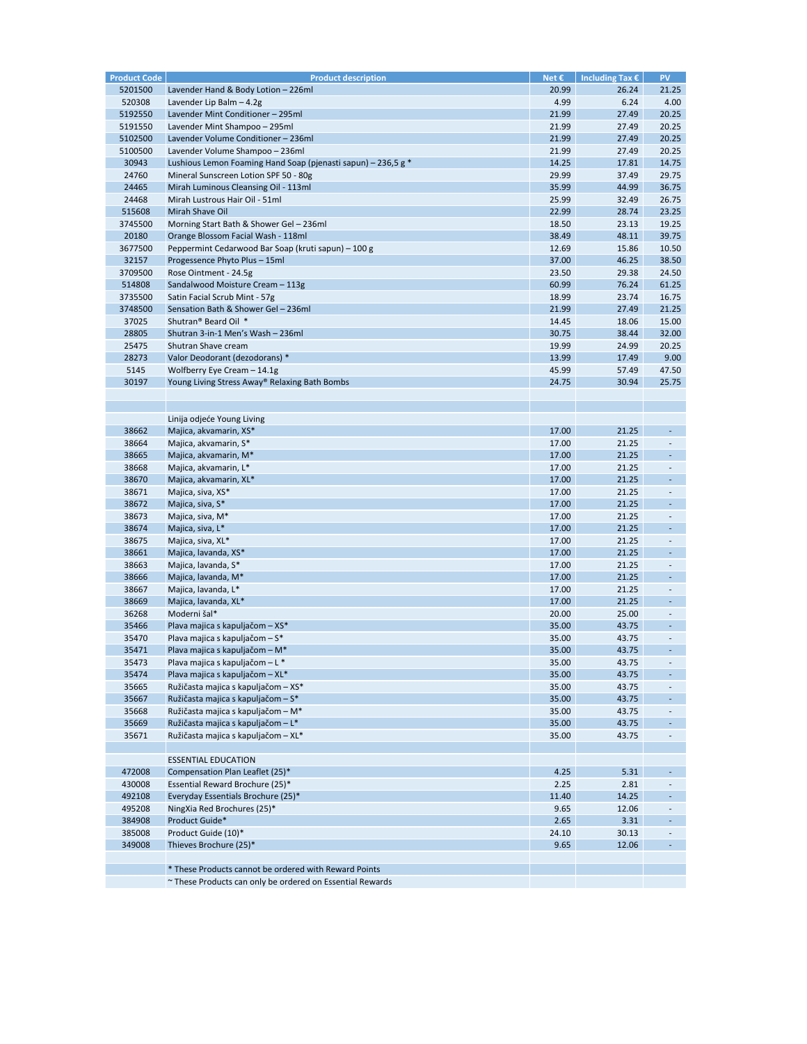| Product Code | Product description | Net € | Including Tax € | PV |
|---|---|---|---|---|
| 5201500 | Lavender Hand & Body Lotion – 226ml | 20.99 | 26.24 | 21.25 |
| 520308 | Lavender Lip Balm – 4.2g | 4.99 | 6.24 | 4.00 |
| 5192550 | Lavender Mint Conditioner – 295ml | 21.99 | 27.49 | 20.25 |
| 5191550 | Lavender Mint Shampoo – 295ml | 21.99 | 27.49 | 20.25 |
| 5102500 | Lavender Volume Conditioner – 236ml | 21.99 | 27.49 | 20.25 |
| 5100500 | Lavender Volume Shampoo – 236ml | 21.99 | 27.49 | 20.25 |
| 30943 | Lushious Lemon Foaming Hand Soap (pjenasti sapun) – 236,5 g * | 14.25 | 17.81 | 14.75 |
| 24760 | Mineral Sunscreen Lotion SPF 50 - 80g | 29.99 | 37.49 | 29.75 |
| 24465 | Mirah Luminous Cleansing Oil - 113ml | 35.99 | 44.99 | 36.75 |
| 24468 | Mirah Lustrous Hair Oil - 51ml | 25.99 | 32.49 | 26.75 |
| 515608 | Mirah Shave Oil | 22.99 | 28.74 | 23.25 |
| 3745500 | Morning Start Bath & Shower Gel – 236ml | 18.50 | 23.13 | 19.25 |
| 20180 | Orange Blossom Facial Wash - 118ml | 38.49 | 48.11 | 39.75 |
| 3677500 | Peppermint Cedarwood Bar Soap (kruti sapun) – 100 g | 12.69 | 15.86 | 10.50 |
| 32157 | Progessence Phyto Plus – 15ml | 37.00 | 46.25 | 38.50 |
| 3709500 | Rose Ointment - 24.5g | 23.50 | 29.38 | 24.50 |
| 514808 | Sandalwood Moisture Cream – 113g | 60.99 | 76.24 | 61.25 |
| 3735500 | Satin Facial Scrub Mint - 57g | 18.99 | 23.74 | 16.75 |
| 3748500 | Sensation Bath & Shower Gel – 236ml | 21.99 | 27.49 | 21.25 |
| 37025 | Shutran® Beard Oil * | 14.45 | 18.06 | 15.00 |
| 28805 | Shutran 3-in-1 Men's Wash – 236ml | 30.75 | 38.44 | 32.00 |
| 25475 | Shutran Shave cream | 19.99 | 24.99 | 20.25 |
| 28273 | Valor Deodorant (dezodorans) * | 13.99 | 17.49 | 9.00 |
| 5145 | Wolfberry Eye Cream – 14.1g | 45.99 | 57.49 | 47.50 |
| 30197 | Young Living Stress Away® Relaxing Bath Bombs | 24.75 | 30.94 | 25.75 |
| | | | | |
| | | | | |
| | Linija odjeće Young Living | | | |
| 38662 | Majica, akvamarin, XS* | 17.00 | 21.25 | - |
| 38664 | Majica, akvamarin, S* | 17.00 | 21.25 | - |
| 38665 | Majica, akvamarin, M* | 17.00 | 21.25 | - |
| 38668 | Majica, akvamarin, L* | 17.00 | 21.25 | - |
| 38670 | Majica, akvamarin, XL* | 17.00 | 21.25 | - |
| 38671 | Majica, siva, XS* | 17.00 | 21.25 | - |
| 38672 | Majica, siva, S* | 17.00 | 21.25 | - |
| 38673 | Majica, siva, M* | 17.00 | 21.25 | - |
| 38674 | Majica, siva, L* | 17.00 | 21.25 | - |
| 38675 | Majica, siva, XL* | 17.00 | 21.25 | - |
| 38661 | Majica, lavanda, XS* | 17.00 | 21.25 | - |
| 38663 | Majica, lavanda, S* | 17.00 | 21.25 | - |
| 38666 | Majica, lavanda, M* | 17.00 | 21.25 | - |
| 38667 | Majica, lavanda, L* | 17.00 | 21.25 | - |
| 38669 | Majica, lavanda, XL* | 17.00 | 21.25 | - |
| 36268 | Moderni šal* | 20.00 | 25.00 | - |
| 35466 | Plava majica s kapuljačom – XS* | 35.00 | 43.75 | - |
| 35470 | Plava majica s kapuljačom – S* | 35.00 | 43.75 | - |
| 35471 | Plava majica s kapuljačom – M* | 35.00 | 43.75 | - |
| 35473 | Plava majica s kapuljačom – L * | 35.00 | 43.75 | - |
| 35474 | Plava majica s kapuljačom – XL* | 35.00 | 43.75 | - |
| 35665 | Ružičasta majica s kapuljačom – XS* | 35.00 | 43.75 | - |
| 35667 | Ružičasta majica s kapuljačom – S* | 35.00 | 43.75 | - |
| 35668 | Ružičasta majica s kapuljačom – M* | 35.00 | 43.75 | - |
| 35669 | Ružičasta majica s kapuljačom – L* | 35.00 | 43.75 | - |
| 35671 | Ružičasta majica s kapuljačom – XL* | 35.00 | 43.75 | - |
| | | | | |
| | ESSENTIAL EDUCATION | | | |
| 472008 | Compensation Plan Leaflet (25)* | 4.25 | 5.31 | - |
| 430008 | Essential Reward Brochure (25)* | 2.25 | 2.81 | - |
| 492108 | Everyday Essentials Brochure (25)* | 11.40 | 14.25 | - |
| 495208 | NingXia Red Brochures (25)* | 9.65 | 12.06 | - |
| 384908 | Product Guide* | 2.65 | 3.31 | - |
| 385008 | Product Guide (10)* | 24.10 | 30.13 | - |
| 349008 | Thieves Brochure (25)* | 9.65 | 12.06 | - |
| | | | | |
| | * These Products cannot be ordered with Reward Points | | | |
| | ~ These Products can only be ordered on Essential Rewards | | | |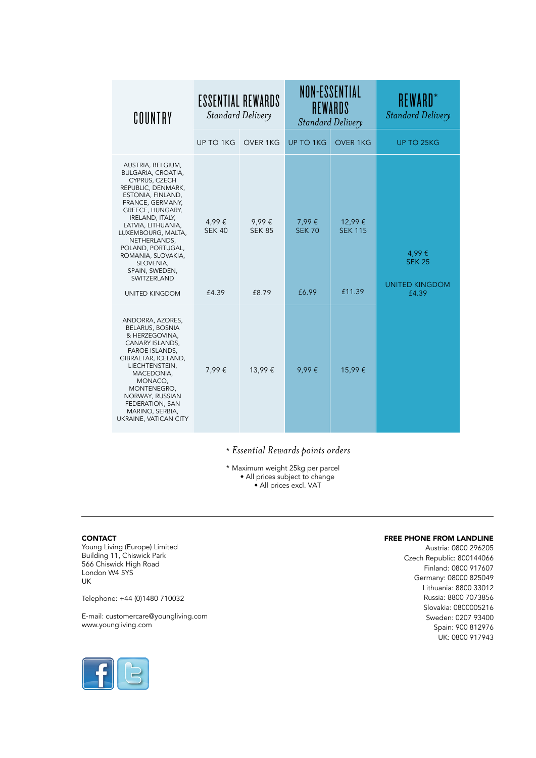| COUNTRY | ESSENTIAL REWARDS *Standard Delivery* | | NON-ESSENTIAL REWARDS *Standard Delivery* | | REWARD* *Standard Delivery* |
|---|---|---|---|---|---|
| | UP TO 1KG | OVER 1KG | UP TO 1KG | OVER 1KG | UP TO 25KG |
| AUSTRIA, BELGIUM, BULGARIA, CROATIA, CYPRUS, CZECH REPUBLIC, DENMARK, ESTONIA, FINLAND, FRANCE, GERMANY, GREECE, HUNGARY, IRELAND, ITALY, LATVIA, LITHUANIA, LUXEMBOURG, MALTA, NETHERLANDS, POLAND, PORTUGAL, ROMANIA, SLOVAKIA, SLOVENIA, SPAIN, SWEDEN, SWITZERLAND | 4,99 € SEK 40 | 9,99 € SEK 85 | 7,99 € SEK 70 | 12,99 € SEK 115 | 4,99 € SEK 25 |
| UNITED KINGDOM | £4.39 | £8.79 | £6.99 | £11.39 | UNITED KINGDOM £4.39 |
| ANDORRA, AZORES, BELARUS, BOSNIA & HERZEGOVINA, CANARY ISLANDS, FAROE ISLANDS, GIBRALTAR, ICELAND, LIECHTENSTEIN, MACEDONIA, MONACO, MONTENEGRO, NORWAY, RUSSIAN FEDERATION, SAN MARINO, SERBIA, UKRAINE, VATICAN CITY | 7,99 € | 13,99 € | 9,99 € | 15,99 € | |

\* *Essential Rewards points orders*

\* Maximum weight 25kg per parcel
• All prices subject to change
• All prices excl. VAT

---

**CONTACT**
Young Living (Europe) Limited
Building 11, Chiswick Park
566 Chiswick High Road
London W4 5YS
UK

Telephone: +44 (0)1480 710032

E-mail: customercare@youngliving.com
www.youngliving.com

**FREE PHONE FROM LANDLINE**
Austria: 0800 296205
Czech Republic: 800144066
Finland: 0800 917607
Germany: 08000 825049
Lithuania: 8800 33012
Russia: 8800 7073856
Slovakia: 0800005216
Sweden: 0207 93400
Spain: 900 812976
UK: 0800 917943